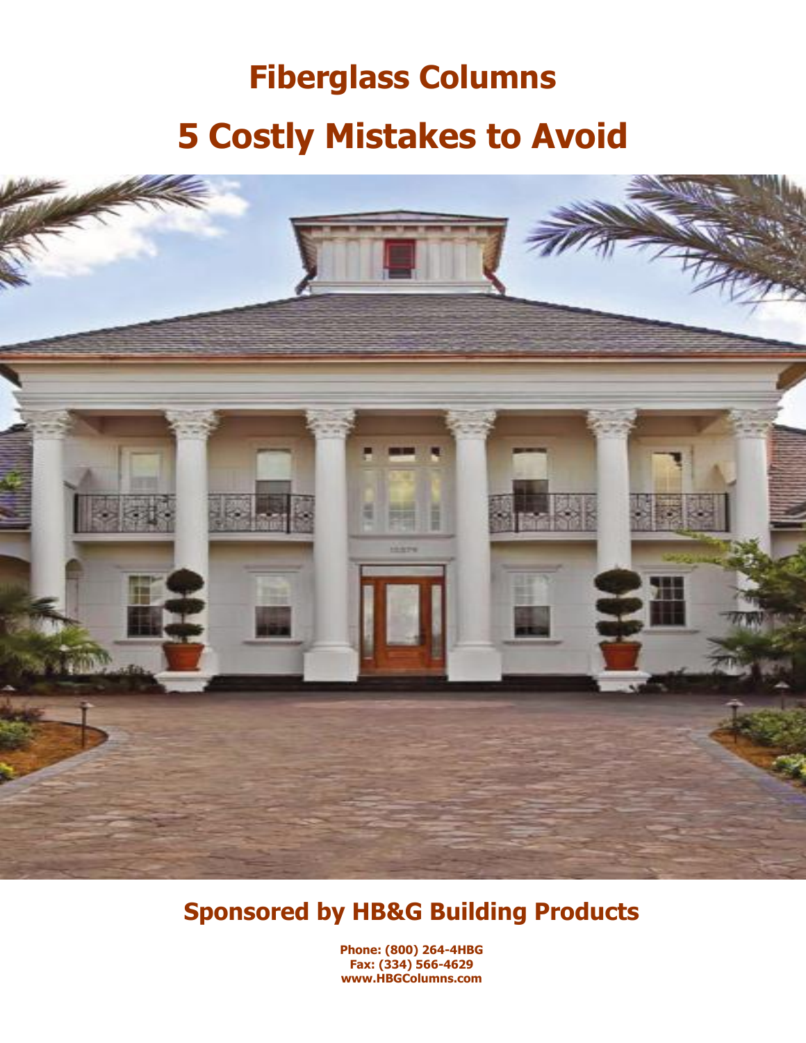# Fiberglass Columns

# 5 Costly Mistakes to Avoid

## Sponsored by HB&G Building Products

**Phone: (800) 264-4HBG**
**Fax: (334) 566-4629**
**www.HBGColumns.com**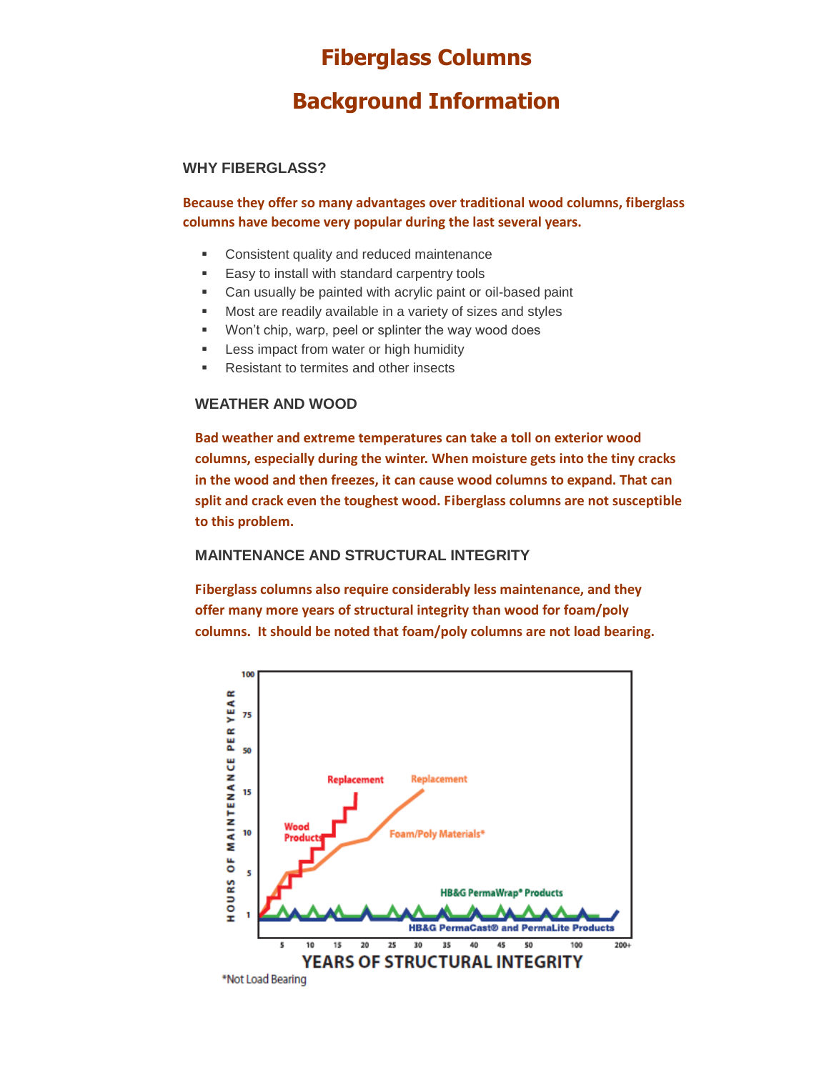# Fiberglass Columns

# Background Information

### WHY FIBERGLASS?

**Because they offer so many advantages over traditional wood columns, fiberglass columns have become very popular during the last several years.**

- Consistent quality and reduced maintenance
- Easy to install with standard carpentry tools
- Can usually be painted with acrylic paint or oil-based paint
- Most are readily available in a variety of sizes and styles
- Won't chip, warp, peel or splinter the way wood does
- Less impact from water or high humidity
- Resistant to termites and other insects

### WEATHER AND WOOD

**Bad weather and extreme temperatures can take a toll on exterior wood columns, especially during the winter. When moisture gets into the tiny cracks in the wood and then freezes, it can cause wood columns to expand. That can split and crack even the toughest wood. Fiberglass columns are not susceptible to this problem.**

### MAINTENANCE AND STRUCTURAL INTEGRITY

**Fiberglass columns also require considerably less maintenance, and they offer many more years of structural integrity than wood for foam/poly columns. It should be noted that foam/poly columns are not load bearing.**

HOURS OF MAINTENANCE PER YEAR: 1, 5, 10, 15, 50, 75, 100

Replacement — Wood Products

Replacement — Foam/Poly Materials*

HB&G PermaWrap® Products

HB&G PermaCast® and PermaLite Products

YEARS OF STRUCTURAL INTEGRITY: 5, 10, 15, 20, 25, 30, 35, 40, 45, 50, 100, 200+

*Not Load Bearing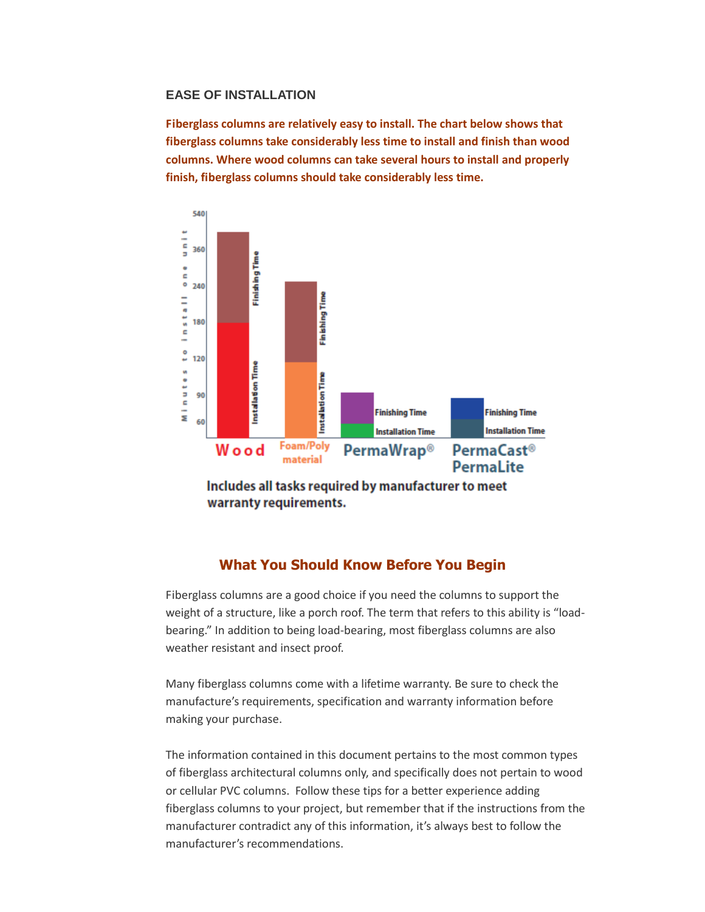## EASE OF INSTALLATION

**Fiberglass columns are relatively easy to install. The chart below shows that fiberglass columns take considerably less time to install and finish than wood columns. Where wood columns can take several hours to install and properly finish, fiberglass columns should take considerably less time.**

**Includes all tasks required by manufacturer to meet warranty requirements.**

## What You Should Know Before You Begin

Fiberglass columns are a good choice if you need the columns to support the weight of a structure, like a porch roof. The term that refers to this ability is "load-bearing." In addition to being load-bearing, most fiberglass columns are also weather resistant and insect proof.

Many fiberglass columns come with a lifetime warranty. Be sure to check the manufacture's requirements, specification and warranty information before making your purchase.

The information contained in this document pertains to the most common types of fiberglass architectural columns only, and specifically does not pertain to wood or cellular PVC columns. Follow these tips for a better experience adding fiberglass columns to your project, but remember that if the instructions from the manufacturer contradict any of this information, it's always best to follow the manufacturer's recommendations.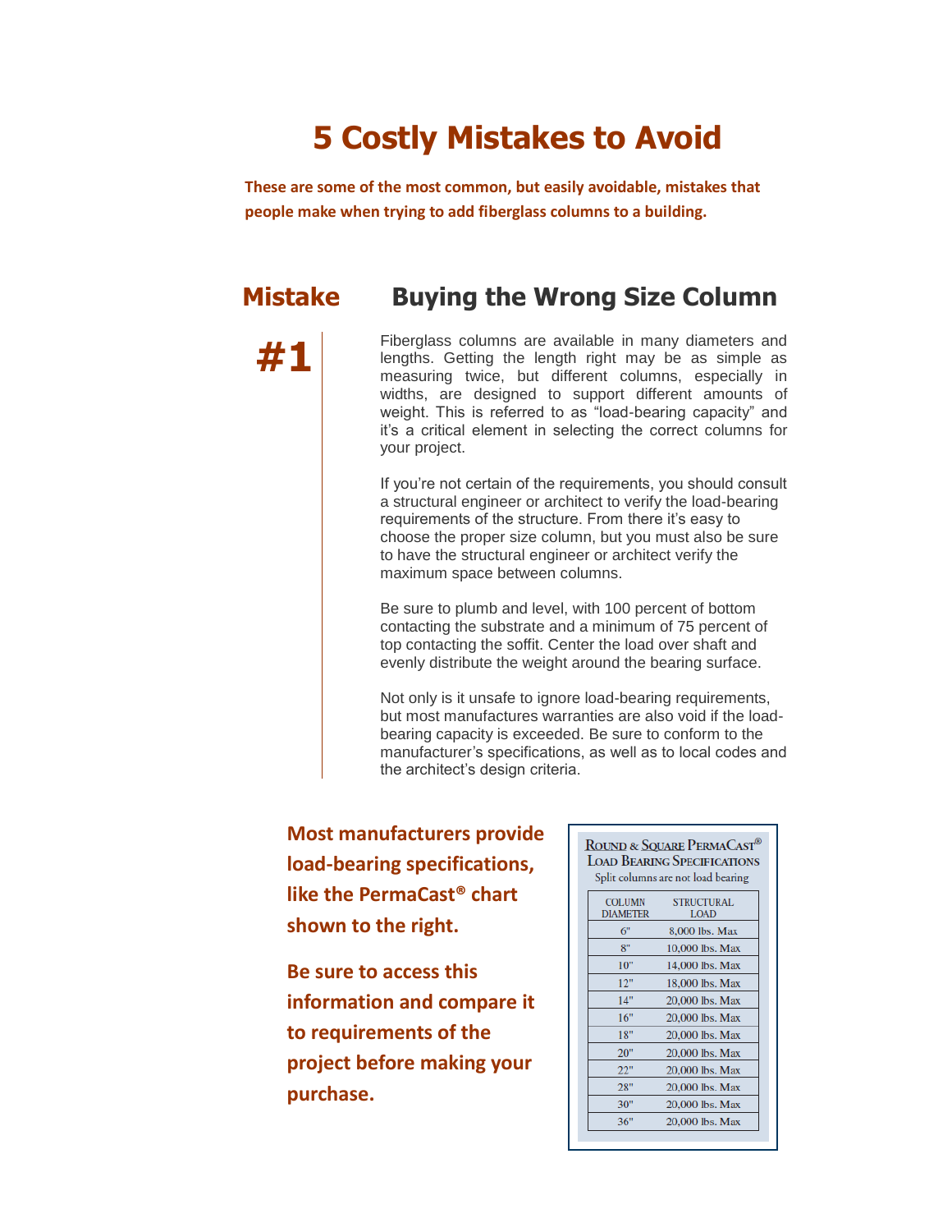# 5 Costly Mistakes to Avoid

**These are some of the most common, but easily avoidable, mistakes that people make when trying to add fiberglass columns to a building.**

## Mistake #1 Buying the Wrong Size Column

Fiberglass columns are available in many diameters and lengths. Getting the length right may be as simple as measuring twice, but different columns, especially in widths, are designed to support different amounts of weight. This is referred to as "load-bearing capacity" and it's a critical element in selecting the correct columns for your project.

If you're not certain of the requirements, you should consult a structural engineer or architect to verify the load-bearing requirements of the structure. From there it's easy to choose the proper size column, but you must also be sure to have the structural engineer or architect verify the maximum space between columns.

Be sure to plumb and level, with 100 percent of bottom contacting the substrate and a minimum of 75 percent of top contacting the soffit. Center the load over shaft and evenly distribute the weight around the bearing surface.

Not only is it unsafe to ignore load-bearing requirements, but most manufactures warranties are also void if the load-bearing capacity is exceeded. Be sure to conform to the manufacturer's specifications, as well as to local codes and the architect's design criteria.

**Most manufacturers provide load-bearing specifications, like the PermaCast® chart shown to the right.**

**Be sure to access this information and compare it to requirements of the project before making your purchase.**

**Round & Square PermaCast® Load Bearing Specifications**

Split columns are not load bearing

| Column Diameter | Structural Load |
|---|---|
| 6" | 8,000 lbs. Max |
| 8" | 10,000 lbs. Max |
| 10" | 14,000 lbs. Max |
| 12" | 18,000 lbs. Max |
| 14" | 20,000 lbs. Max |
| 16" | 20,000 lbs. Max |
| 18" | 20,000 lbs. Max |
| 20" | 20,000 lbs. Max |
| 22" | 20,000 lbs. Max |
| 28" | 20,000 lbs. Max |
| 30" | 20,000 lbs. Max |
| 36" | 20,000 lbs. Max |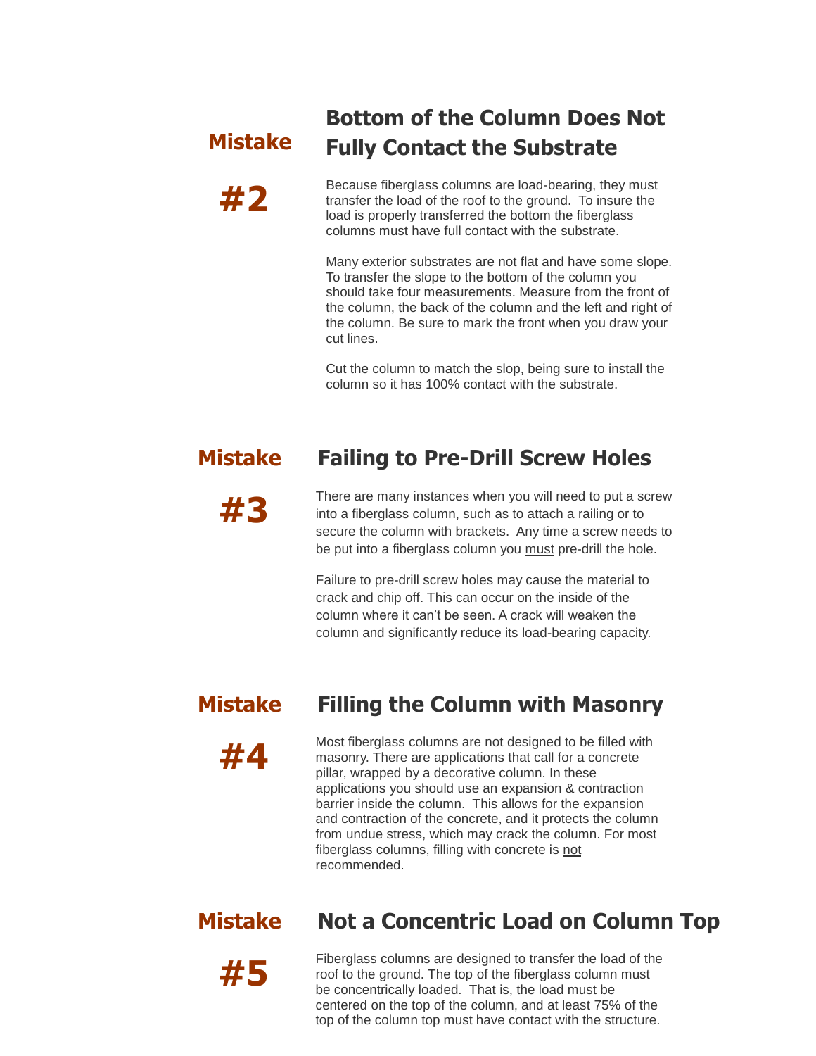## Mistake #2 Bottom of the Column Does Not Fully Contact the Substrate

Because fiberglass columns are load-bearing, they must transfer the load of the roof to the ground. To insure the load is properly transferred the bottom the fiberglass columns must have full contact with the substrate.

Many exterior substrates are not flat and have some slope. To transfer the slope to the bottom of the column you should take four measurements. Measure from the front of the column, the back of the column and the left and right of the column. Be sure to mark the front when you draw your cut lines.

Cut the column to match the slop, being sure to install the column so it has 100% contact with the substrate.

## Mistake #3 Failing to Pre-Drill Screw Holes

There are many instances when you will need to put a screw into a fiberglass column, such as to attach a railing or to secure the column with brackets. Any time a screw needs to be put into a fiberglass column you <u>must</u> pre-drill the hole.

Failure to pre-drill screw holes may cause the material to crack and chip off. This can occur on the inside of the column where it can't be seen. A crack will weaken the column and significantly reduce its load-bearing capacity.

## Mistake #4 Filling the Column with Masonry

Most fiberglass columns are not designed to be filled with masonry. There are applications that call for a concrete pillar, wrapped by a decorative column. In these applications you should use an expansion & contraction barrier inside the column. This allows for the expansion and contraction of the concrete, and it protects the column from undue stress, which may crack the column. For most fiberglass columns, filling with concrete is <u>not</u> recommended.

## Mistake #5 Not a Concentric Load on Column Top

Fiberglass columns are designed to transfer the load of the roof to the ground. The top of the fiberglass column must be concentrically loaded. That is, the load must be centered on the top of the column, and at least 75% of the top of the column top must have contact with the structure.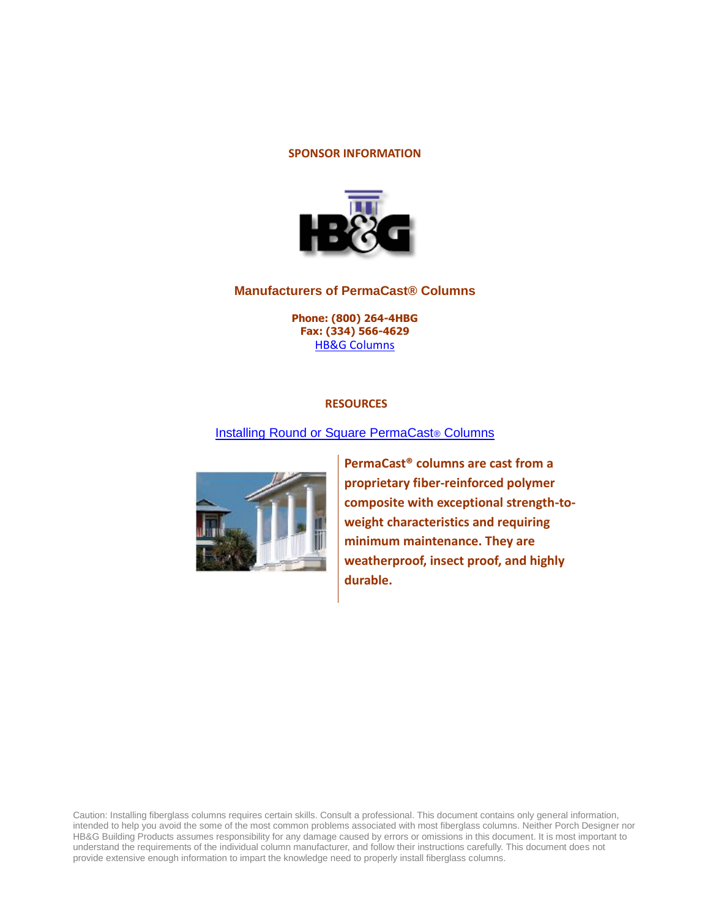## SPONSOR INFORMATION

**Manufacturers of PermaCast® Columns**

**Phone: (800) 264-4HBG**
**Fax: (334) 566-4629**
HB&G Columns

## RESOURCES

Installing Round or Square PermaCast® Columns

**PermaCast® columns are cast from a proprietary fiber-reinforced polymer composite with exceptional strength-to-weight characteristics and requiring minimum maintenance. They are weatherproof, insect proof, and highly durable.**

Caution: Installing fiberglass columns requires certain skills. Consult a professional. This document contains only general information, intended to help you avoid the some of the most common problems associated with most fiberglass columns. Neither Porch Designer nor HB&G Building Products assumes responsibility for any damage caused by errors or omissions in this document. It is most important to understand the requirements of the individual column manufacturer, and follow their instructions carefully. This document does not provide extensive enough information to impart the knowledge need to properly install fiberglass columns.